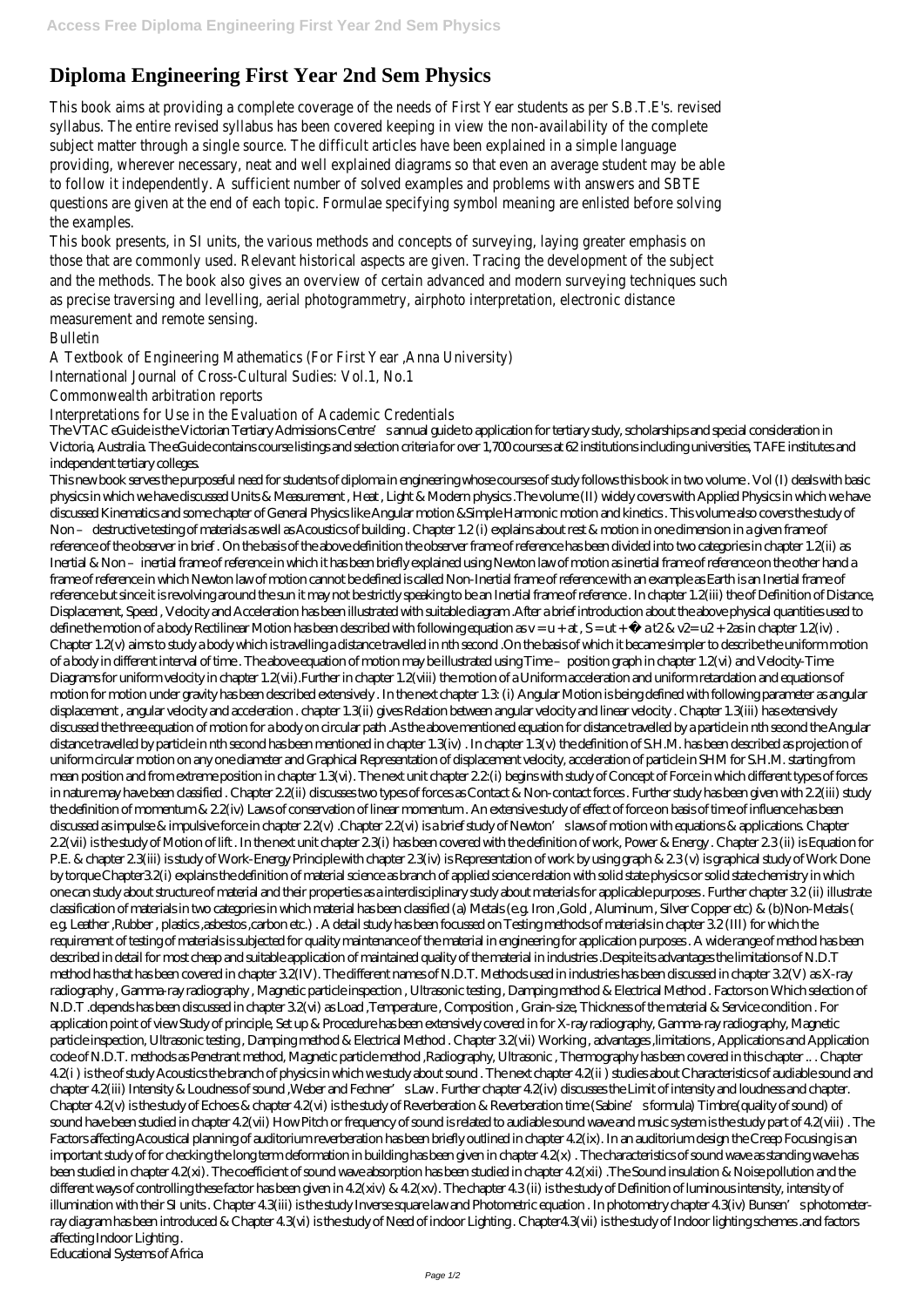# Diploma Engineering First Year 2nd Sem Physics

This book aims at providing a complete coverage of the needs of First Year students as per S.B.T.E's. revised syllabus. The entire revised syllabus has been covered keeping in view the non-availability of the complete subject matter through a single source. The difficult articles have been explained in a simple language providing, wherever necessary, neat and well explained diagrams so that even an average student may be able to follow it independently. A sufficient number of solved examples and problems with answers and SBTE questions are given at the end of each topic. Formulae specifying symbol meaning are enlisted before solving the examples.

This book presents, in SI units, the various methods and concepts of surveying, laying greater emphasis on those that are commonly used. Relevant historical aspects are given. Tracing the development of the subject and the methods. The book also gives an overview of certain advanced and modern surveying techniques such as precise traversing and levelling, aerial photogrammetry, airphoto interpretation, electronic distance measurement and remote sensing.

Bulletin

A Textbook of Engineering Mathematics (For First Year ,Anna University)

International Journal of Cross-Cultural Sudies: Vol.1, No.1

Commonwealth arbitration reports

Interpretations for Use in the Evaluation of Academic Credentials

The VTAC eGuide is the Victorian Tertiary Admissions Centre's annual guide to application for tertiary study, scholarships and special consideration in Victoria, Australia. The eGuide contains course listings and selection criteria for over 1,700 courses at 62 institutions including universities, TAFE institutes and independent tertiary colleges.

This new book serves the purposeful need for students of diploma in engineering whose courses of study follows this book in two volume . Vol (I) deals with basic physics in which we have discussed Units & Measurement , Heat , Light & Modern physics .The volume (II) widely covers with Applied Physics in which we have discussed Kinematics and some chapter of General Physics like Angular motion &Simple Harmonic motion and kinetics . This volume also covers the study of Non – destructive testing of materials as well as Acoustics of building . Chapter 1.2 (i) explains about rest & motion in one dimension in a given frame of reference of the observer in brief . On the basis of the above definition the observer frame of reference has been divided into two categories in chapter 1.2(ii) as Inertial & Non – inertial frame of reference in which it has been briefly explained using Newton law of motion as inertial frame of reference on the other hand a frame of reference in which Newton law of motion cannot be defined is called Non-Inertial frame of reference with an example as Earth is an Inertial frame of reference but since it is revolving around the sun it may not be strictly speaking to be an Inertial frame of reference . In chapter 1.2(iii) the of Definition of Distance, Displacement, Speed , Velocity and Acceleration has been illustrated with suitable diagram .After a brief introduction about the above physical quantities used to define the motion of a body Rectilinear Motion has been described with following equation as $v = u + at$ , $S = ut + ½ at2$ & $v2= u2 + 2as$ in chapter 1.2(iv) . Chapter 1.2(v) aims to study a body which is travelling a distance travelled in nth second .On the basis of which it became simpler to describe the uniform motion of a body in different interval of time . The above equation of motion may be illustrated using Time – position graph in chapter 1.2(vi) and Velocity-Time Diagrams for uniform velocity in chapter 1.2(vii).Further in chapter 1.2(viii) the motion of a Uniform acceleration and uniform retardation and equations of motion for motion under gravity has been described extensively . In the next chapter 1.3: (i) Angular Motion is being defined with following parameter as angular displacement , angular velocity and acceleration . chapter 1.3(ii) gives Relation between angular velocity and linear velocity . Chapter 1.3(iii) has extensively discussed the three equation of motion for a body on circular path .As the above mentioned equation for distance travelled by a particle in nth second the Angular distance travelled by particle in nth second has been mentioned in chapter 1.3(iv) . In chapter 1.3(v) the definition of S.H.M. has been described as projection of uniform circular motion on any one diameter and Graphical Representation of displacement velocity, acceleration of particle in SHM for S.H.M. starting from mean position and from extreme position in chapter 1.3(vi). The next unit chapter 2.2:(i) begins with study of Concept of Force in which different types of forces in nature may have been classified . Chapter 2.2(ii) discusses two types of forces as Contact & Non-contact forces . Further study has been given with 2.2(iii) study the definition of momentum & 2.2(iv) Laws of conservation of linear momentum . An extensive study of effect of force on basis of time of influence has been discussed as impulse & impulsive force in chapter 2.2(v) .Chapter 2.2(vi) is a brief study of Newton's laws of motion with equations & applications. Chapter 2.2(vii) is the study of Motion of lift . In the next unit chapter 2.3(i) has been covered with the definition of work, Power & Energy . Chapter 2.3 (ii) is Equation for P.E. & chapter 2.3(iii) is study of Work-Energy Principle with chapter 2.3(iv) is Representation of work by using graph & 2.3 (v) is graphical study of Work Done by torque Chapter3.2(i) explains the definition of material science as branch of applied science relation with solid state physics or solid state chemistry in which one can study about structure of material and their properties as a interdisciplinary study about materials for applicable purposes . Further chapter 3.2 (ii) illustrate classification of materials in two categories in which material has been classified (a) Metals (e.g. Iron ,Gold , Aluminum , Silver Copper etc) & (b)Non-Metals ( e.g. Leather ,Rubber , plastics ,asbestos ,carbon etc.) . A detail study has been focussed on Testing methods of materials in chapter 3.2 (III) for which the requirement of testing of materials is subjected for quality maintenance of the material in engineering for application purposes . A wide range of method has been described in detail for most cheap and suitable application of maintained quality of the material in industries .Despite its advantages the limitations of N.D.T method has that has been covered in chapter 3.2(IV). The different names of N.D.T. Methods used in industries has been discussed in chapter 3.2(V) as X-ray radiography , Gamma-ray radiography , Magnetic particle inspection , Ultrasonic testing , Damping method & Electrical Method . Factors on Which selection of N.D.T .depends has been discussed in chapter 3.2(vi) as Load ,Temperature , Composition , Grain-size, Thickness of the material & Service condition . For application point of view Study of principle, Set up & Procedure has been extensively covered in for X-ray radiography, Gamma-ray radiography, Magnetic particle inspection, Ultrasonic testing , Damping method & Electrical Method . Chapter 3.2(vii) Working , advantages ,limitations , Applications and Application code of N.D.T. methods as Penetrant method, Magnetic particle method ,Radiography, Ultrasonic , Thermography has been covered in this chapter .. . Chapter 4.2(i ) is the of study Acoustics the branch of physics in which we study about sound . The next chapter 4.2(ii ) studies about Characteristics of audiable sound and chapter 4.2(iii) Intensity & Loudness of sound ,Weber and Fechner's Law . Further chapter 4.2(iv) discusses the Limit of intensity and loudness and chapter. Chapter 4.2(v) is the study of Echoes & chapter 4.2(vi) is the study of Reverberation & Reverberation time (Sabine's formula) Timbre(quality of sound) of sound have been studied in chapter 4.2(vii) How Pitch or frequency of sound is related to audiable sound wave and music system is the study part of 4.2(viii) . The Factors affecting Acoustical planning of auditorium reverberation has been briefly outlined in chapter 4.2(ix). In an auditorium design the Creep Focusing is an important study of for checking the long term deformation in building has been given in chapter 4.2(x) . The characteristics of sound wave as standing wave has been studied in chapter 4.2(xi). The coefficient of sound wave absorption has been studied in chapter 4.2(xii) .The Sound insulation & Noise pollution and the different ways of controlling these factor has been given in 4.2(xiv) & 4.2(xv). The chapter 4.3 (ii) is the study of Definition of luminous intensity, intensity of illumination with their SI units . Chapter 4.3(iii) is the study Inverse square law and Photometric equation . In photometry chapter 4.3(iv) Bunsen's photometer-ray diagram has been introduced & Chapter 4.3(vi) is the study of Need of indoor Lighting . Chapter4.3(vii) is the study of Indoor lighting schemes .and factors affecting Indoor Lighting .

Educational Systems of Africa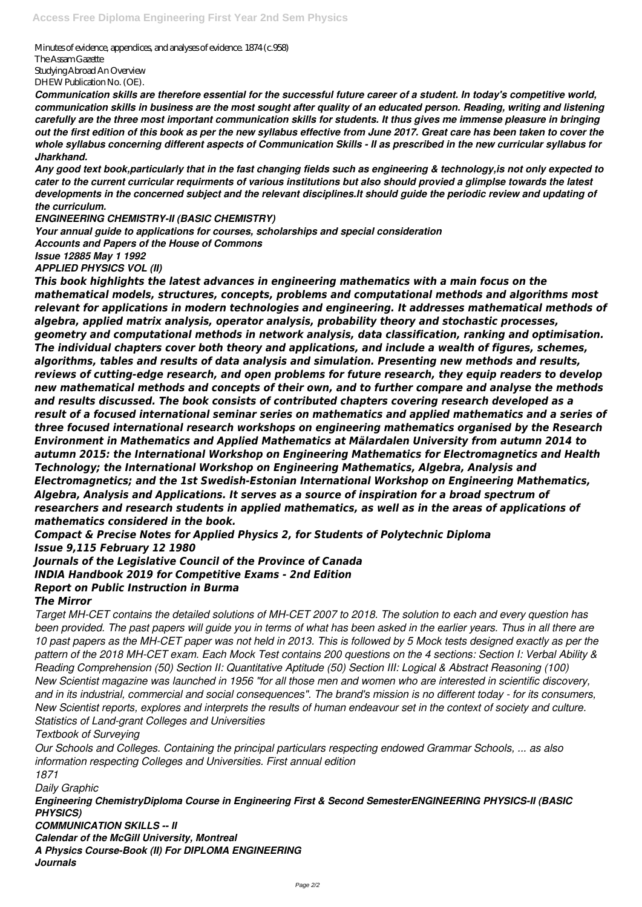Minutes of evidence, appendices, and analyses of evidence. 1874 (c.958)
The Assam Gazette
Studying Abroad An Overview
DHEW Publication No. (OE).

***Communication skills are therefore essential for the successful future career of a student. In today's competitive world, communication skills in business are the most sought after quality of an educated person. Reading, writing and listening carefully are the three most important communication skills for students. It thus gives me immense pleasure in bringing out the first edition of this book as per the new syllabus effective from June 2017. Great care has been taken to cover the whole syllabus concerning different aspects of Communication Skills - II as prescribed in the new curricular syllabus for Jharkhand.***

***Any good text book,particularly that in the fast changing fields such as engineering & technology,is not only expected to cater to the current curricular requirments of various institutions but also should provied a glimplse towards the latest developments in the concerned subject and the relevant disciplines.It should guide the periodic review and updating of the curriculum.***

***ENGINEERING CHEMISTRY-II (BASIC CHEMISTRY)***
***Your annual guide to applications for courses, scholarships and special consideration***
***Accounts and Papers of the House of Commons***
***Issue 12885 May 1 1992***
***APPLIED PHYSICS VOL (II)***

***This book highlights the latest advances in engineering mathematics with a main focus on the mathematical models, structures, concepts, problems and computational methods and algorithms most relevant for applications in modern technologies and engineering. It addresses mathematical methods of algebra, applied matrix analysis, operator analysis, probability theory and stochastic processes, geometry and computational methods in network analysis, data classification, ranking and optimisation. The individual chapters cover both theory and applications, and include a wealth of figures, schemes, algorithms, tables and results of data analysis and simulation. Presenting new methods and results, reviews of cutting-edge research, and open problems for future research, they equip readers to develop new mathematical methods and concepts of their own, and to further compare and analyse the methods and results discussed. The book consists of contributed chapters covering research developed as a result of a focused international seminar series on mathematics and applied mathematics and a series of three focused international research workshops on engineering mathematics organised by the Research Environment in Mathematics and Applied Mathematics at Mälardalen University from autumn 2014 to autumn 2015: the International Workshop on Engineering Mathematics for Electromagnetics and Health Technology; the International Workshop on Engineering Mathematics, Algebra, Analysis and Electromagnetics; and the 1st Swedish-Estonian International Workshop on Engineering Mathematics, Algebra, Analysis and Applications. It serves as a source of inspiration for a broad spectrum of researchers and research students in applied mathematics, as well as in the areas of applications of mathematics considered in the book.***

***Compact & Precise Notes for Applied Physics 2, for Students of Polytechnic Diploma***
***Issue 9,115 February 12 1980***
***Journals of the Legislative Council of the Province of Canada***
***INDIA Handbook 2019 for Competitive Exams - 2nd Edition***
***Report on Public Instruction in Burma***
***The Mirror***

*Target MH-CET contains the detailed solutions of MH-CET 2007 to 2018. The solution to each and every question has been provided. The past papers will guide you in terms of what has been asked in the earlier years. Thus in all there are 10 past papers as the MH-CET paper was not held in 2013. This is followed by 5 Mock tests designed exactly as per the pattern of the 2018 MH-CET exam. Each Mock Test contains 200 questions on the 4 sections: Section I: Verbal Ability & Reading Comprehension (50) Section II: Quantitative Aptitude (50) Section III: Logical & Abstract Reasoning (100)*
*New Scientist magazine was launched in 1956 "for all those men and women who are interested in scientific discovery, and in its industrial, commercial and social consequences". The brand's mission is no different today - for its consumers, New Scientist reports, explores and interprets the results of human endeavour set in the context of society and culture.*
*Statistics of Land-grant Colleges and Universities*
*Textbook of Surveying*
*Our Schools and Colleges. Containing the principal particulars respecting endowed Grammar Schools, ... as also information respecting Colleges and Universities. First annual edition*
*1871*
*Daily Graphic*

***Engineering ChemistryDiploma Course in Engineering First & Second SemesterENGINEERING PHYSICS-II (BASIC PHYSICS)***
***COMMUNICATION SKILLS -- II***
***Calendar of the McGill University, Montreal***
***A Physics Course-Book (II) For DIPLOMA ENGINEERING***
***Journals***